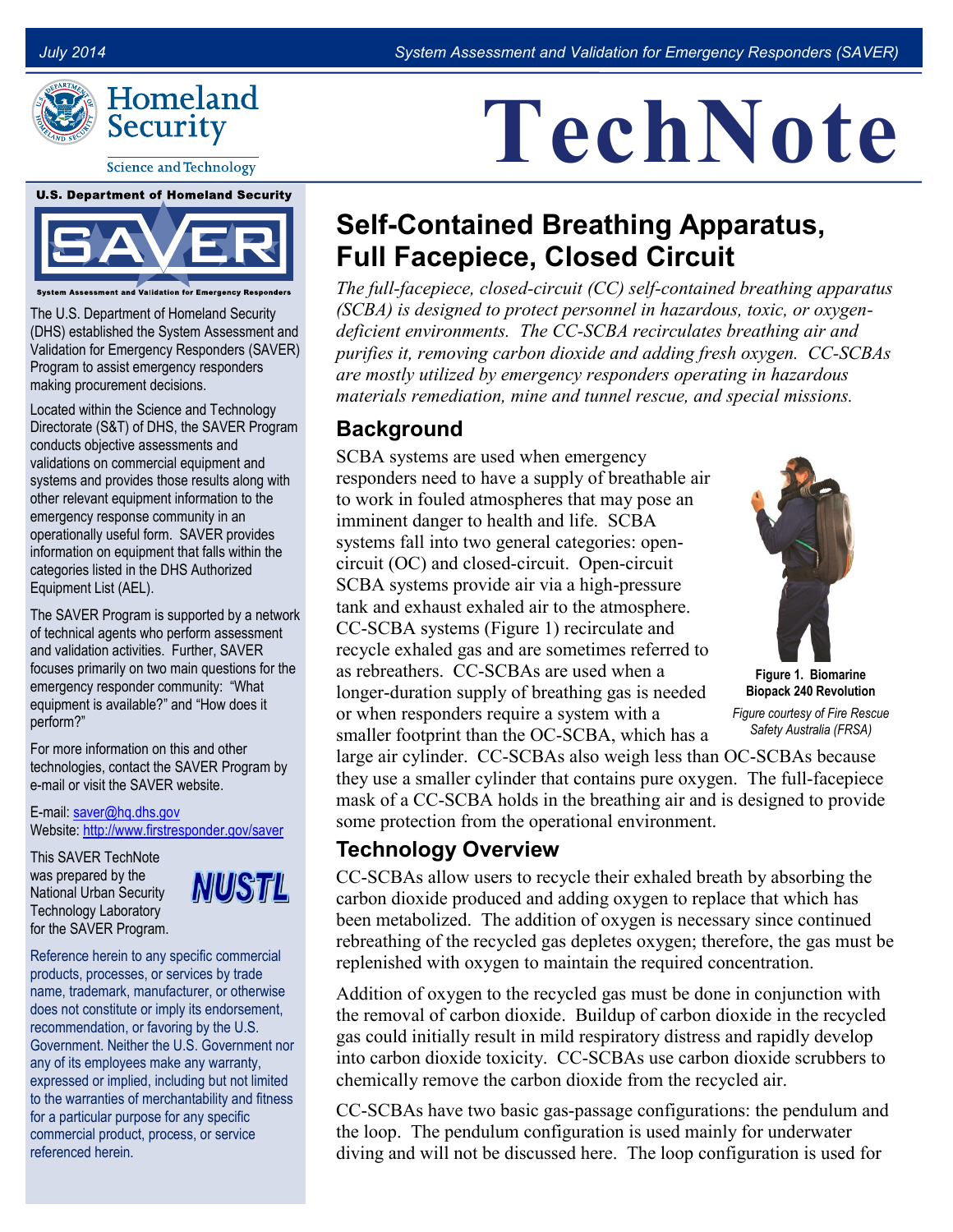July 2014 System Assessment and Validation for Emergency Responders (SAVER)

Homeland Security

Science and Technology

# TechNote

U.S. Department of Homeland Security

SAVER

System Assessment and Validation for Emergency Responders

The U.S. Department of Homeland Security (DHS) established the System Assessment and Validation for Emergency Responders (SAVER) Program to assist emergency responders making procurement decisions.

Located within the Science and Technology Directorate (S&T) of DHS, the SAVER Program conducts objective assessments and validations on commercial equipment and systems and provides those results along with other relevant equipment information to the emergency response community in an operationally useful form. SAVER provides information on equipment that falls within the categories listed in the DHS Authorized Equipment List (AEL).

The SAVER Program is supported by a network of technical agents who perform assessment and validation activities. Further, SAVER focuses primarily on two main questions for the emergency responder community: "What equipment is available?" and "How does it perform?"

For more information on this and other technologies, contact the SAVER Program by e-mail or visit the SAVER website.

E-mail: saver@hq.dhs.gov
Website: http://www.firstresponder.gov/saver

This SAVER TechNote was prepared by the National Urban Security Technology Laboratory for the SAVER Program.

NUSTL

Reference herein to any specific commercial products, processes, or services by trade name, trademark, manufacturer, or otherwise does not constitute or imply its endorsement, recommendation, or favoring by the U.S. Government. Neither the U.S. Government nor any of its employees make any warranty, expressed or implied, including but not limited to the warranties of merchantability and fitness for a particular purpose for any specific commercial product, process, or service referenced herein.

## Self-Contained Breathing Apparatus, Full Facepiece, Closed Circuit

*The full-facepiece, closed-circuit (CC) self-contained breathing apparatus (SCBA) is designed to protect personnel in hazardous, toxic, or oxygen-deficient environments. The CC-SCBA recirculates breathing air and purifies it, removing carbon dioxide and adding fresh oxygen. CC-SCBAs are mostly utilized by emergency responders operating in hazardous materials remediation, mine and tunnel rescue, and special missions.*

### Background

SCBA systems are used when emergency responders need to have a supply of breathable air to work in fouled atmospheres that may pose an imminent danger to health and life. SCBA systems fall into two general categories: open-circuit (OC) and closed-circuit. Open-circuit SCBA systems provide air via a high-pressure tank and exhaust exhaled air to the atmosphere. CC-SCBA systems (Figure 1) recirculate and recycle exhaled gas and are sometimes referred to as rebreathers. CC-SCBAs are used when a longer-duration supply of breathing gas is needed or when responders require a system with a smaller footprint than the OC-SCBA, which has a large air cylinder. CC-SCBAs also weigh less than OC-SCBAs because they use a smaller cylinder that contains pure oxygen. The full-facepiece mask of a CC-SCBA holds in the breathing air and is designed to provide some protection from the operational environment.

**Figure 1. Biomarine Biopack 240 Revolution**

*Figure courtesy of Fire Rescue Safety Australia (FRSA)*

### Technology Overview

CC-SCBAs allow users to recycle their exhaled breath by absorbing the carbon dioxide produced and adding oxygen to replace that which has been metabolized. The addition of oxygen is necessary since continued rebreathing of the recycled gas depletes oxygen; therefore, the gas must be replenished with oxygen to maintain the required concentration.

Addition of oxygen to the recycled gas must be done in conjunction with the removal of carbon dioxide. Buildup of carbon dioxide in the recycled gas could initially result in mild respiratory distress and rapidly develop into carbon dioxide toxicity. CC-SCBAs use carbon dioxide scrubbers to chemically remove the carbon dioxide from the recycled air.

CC-SCBAs have two basic gas-passage configurations: the pendulum and the loop. The pendulum configuration is used mainly for underwater diving and will not be discussed here. The loop configuration is used for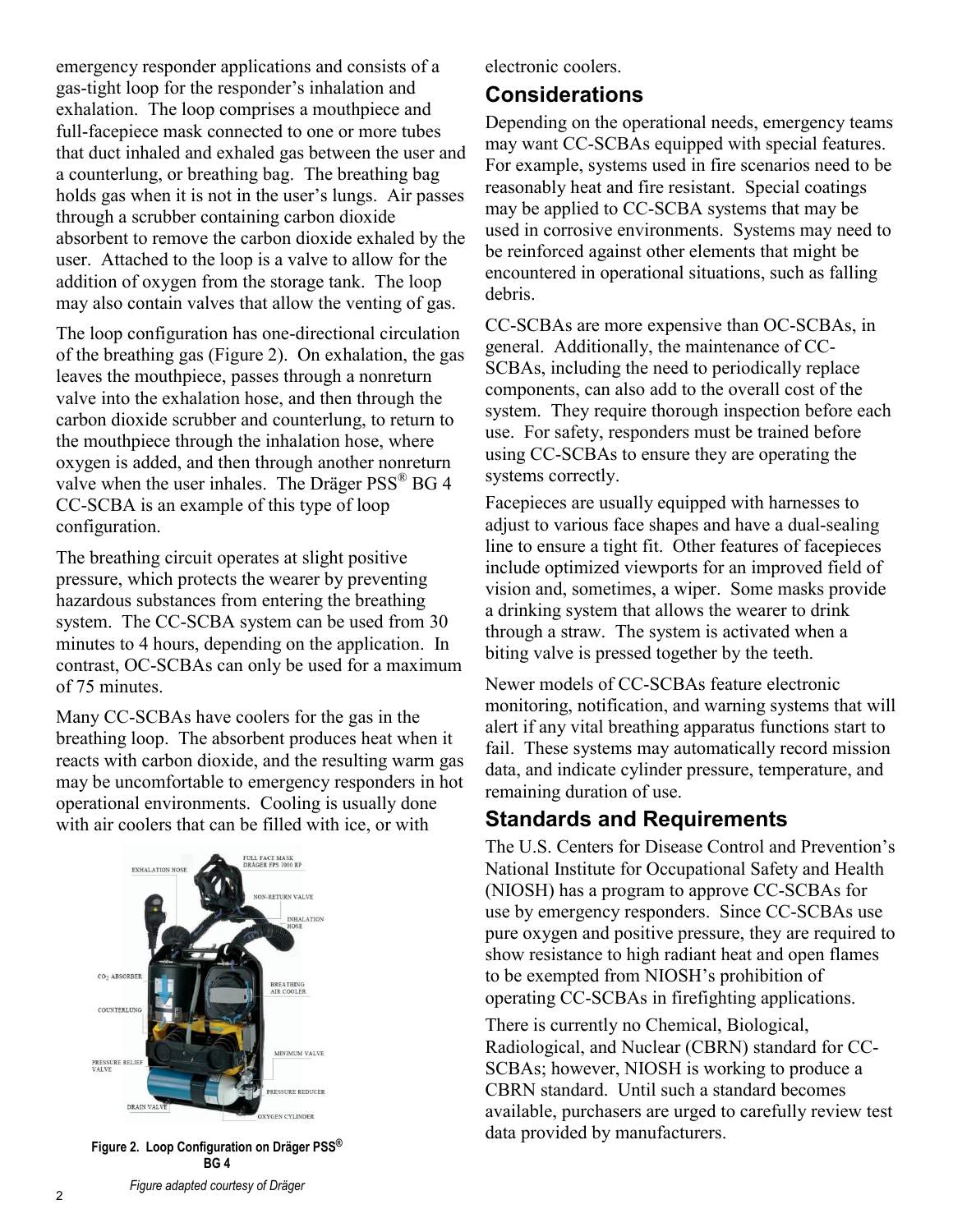emergency responder applications and consists of a gas-tight loop for the responder's inhalation and exhalation. The loop comprises a mouthpiece and full-facepiece mask connected to one or more tubes that duct inhaled and exhaled gas between the user and a counterlung, or breathing bag. The breathing bag holds gas when it is not in the user's lungs. Air passes through a scrubber containing carbon dioxide absorbent to remove the carbon dioxide exhaled by the user. Attached to the loop is a valve to allow for the addition of oxygen from the storage tank. The loop may also contain valves that allow the venting of gas.

The loop configuration has one-directional circulation of the breathing gas (Figure 2). On exhalation, the gas leaves the mouthpiece, passes through a nonreturn valve into the exhalation hose, and then through the carbon dioxide scrubber and counterlung, to return to the mouthpiece through the inhalation hose, where oxygen is added, and then through another nonreturn valve when the user inhales. The Dräger PSS® BG 4 CC-SCBA is an example of this type of loop configuration.

The breathing circuit operates at slight positive pressure, which protects the wearer by preventing hazardous substances from entering the breathing system. The CC-SCBA system can be used from 30 minutes to 4 hours, depending on the application. In contrast, OC-SCBAs can only be used for a maximum of 75 minutes.

Many CC-SCBAs have coolers for the gas in the breathing loop. The absorbent produces heat when it reacts with carbon dioxide, and the resulting warm gas may be uncomfortable to emergency responders in hot operational environments. Cooling is usually done with air coolers that can be filled with ice, or with electronic coolers.

EXHALATION HOSE

FULL FACE MASK DRÄGER FPS 7000 RP

NON-RETURN VALVE

INHALATION HOSE

$CO_2$ ABSORBER

BREATHING AIR COOLER

COUNTERLUNG

MINIMUM VALVE

PRESSURE RELIEF VALVE

PRESSURE REDUCER

DRAIN VALVE

OXYGEN CYLINDER

**Figure 2. Loop Configuration on Dräger PSS® BG 4**

*Figure adapted courtesy of Dräger*

## Considerations

Depending on the operational needs, emergency teams may want CC-SCBAs equipped with special features. For example, systems used in fire scenarios need to be reasonably heat and fire resistant. Special coatings may be applied to CC-SCBA systems that may be used in corrosive environments. Systems may need to be reinforced against other elements that might be encountered in operational situations, such as falling debris.

CC-SCBAs are more expensive than OC-SCBAs, in general. Additionally, the maintenance of CC-SCBAs, including the need to periodically replace components, can also add to the overall cost of the system. They require thorough inspection before each use. For safety, responders must be trained before using CC-SCBAs to ensure they are operating the systems correctly.

Facepieces are usually equipped with harnesses to adjust to various face shapes and have a dual-sealing line to ensure a tight fit. Other features of facepieces include optimized viewports for an improved field of vision and, sometimes, a wiper. Some masks provide a drinking system that allows the wearer to drink through a straw. The system is activated when a biting valve is pressed together by the teeth.

Newer models of CC-SCBAs feature electronic monitoring, notification, and warning systems that will alert if any vital breathing apparatus functions start to fail. These systems may automatically record mission data, and indicate cylinder pressure, temperature, and remaining duration of use.

## Standards and Requirements

The U.S. Centers for Disease Control and Prevention's National Institute for Occupational Safety and Health (NIOSH) has a program to approve CC-SCBAs for use by emergency responders. Since CC-SCBAs use pure oxygen and positive pressure, they are required to show resistance to high radiant heat and open flames to be exempted from NIOSH's prohibition of operating CC-SCBAs in firefighting applications.

There is currently no Chemical, Biological, Radiological, and Nuclear (CBRN) standard for CC-SCBAs; however, NIOSH is working to produce a CBRN standard. Until such a standard becomes available, purchasers are urged to carefully review test data provided by manufacturers.